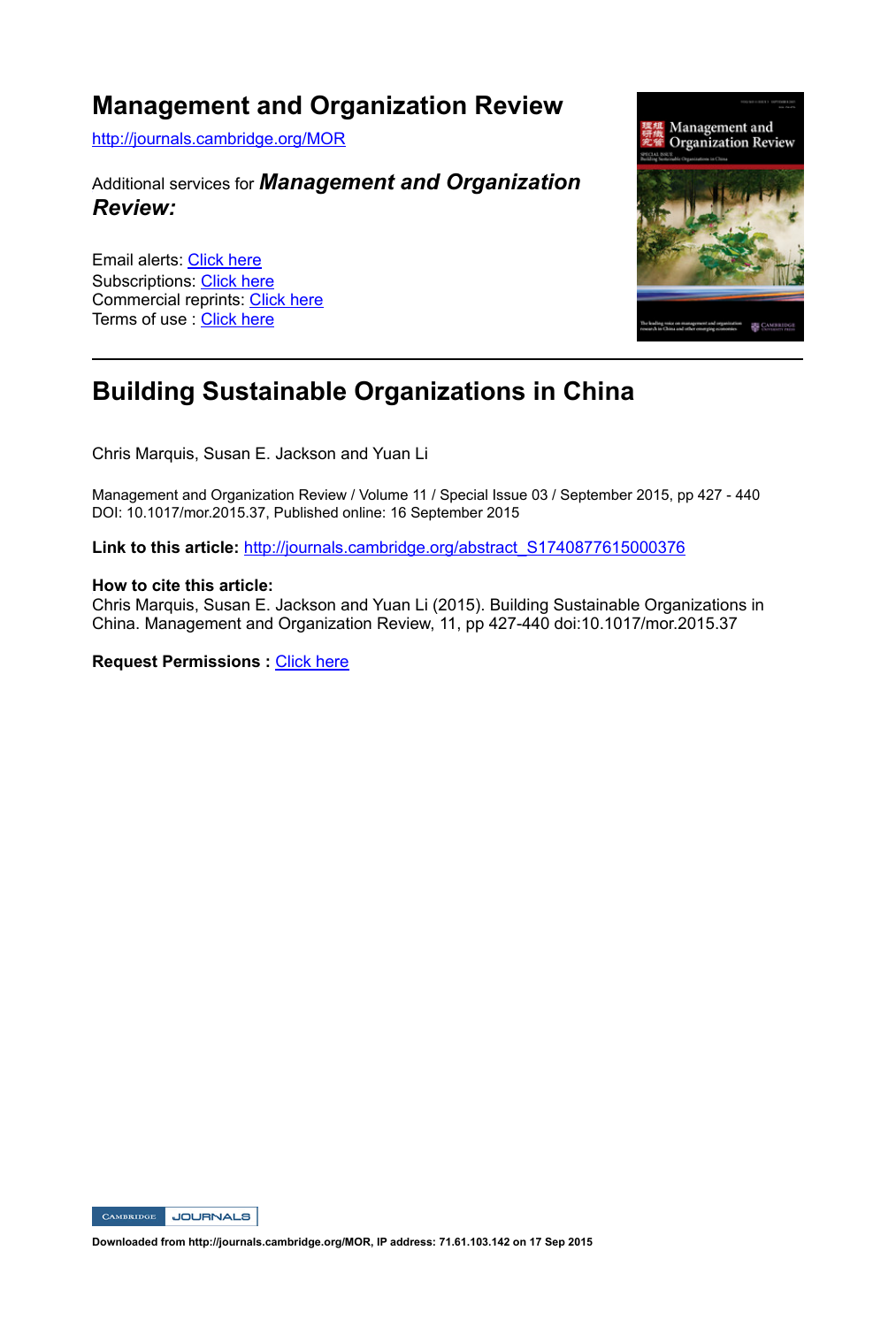# Management and Organization Review

http://journals.cambridge.org/MOR

Additional services for ***Management and Organization Review:***

Email alerts: Click here
Subscriptions: Click here
Commercial reprints: Click here
Terms of use : Click here

---

## Building Sustainable Organizations in China

Chris Marquis, Susan E. Jackson and Yuan Li

Management and Organization Review / Volume 11 / Special Issue 03 / September 2015, pp 427 - 440
DOI: 10.1017/mor.2015.37, Published online: 16 September 2015

**Link to this article:** http://journals.cambridge.org/abstract_S1740877615000376

**How to cite this article:**
Chris Marquis, Susan E. Jackson and Yuan Li (2015). Building Sustainable Organizations in China. Management and Organization Review, 11, pp 427-440 doi:10.1017/mor.2015.37

**Request Permissions :** Click here

**Downloaded from http://journals.cambridge.org/MOR, IP address: 71.61.103.142 on 17 Sep 2015**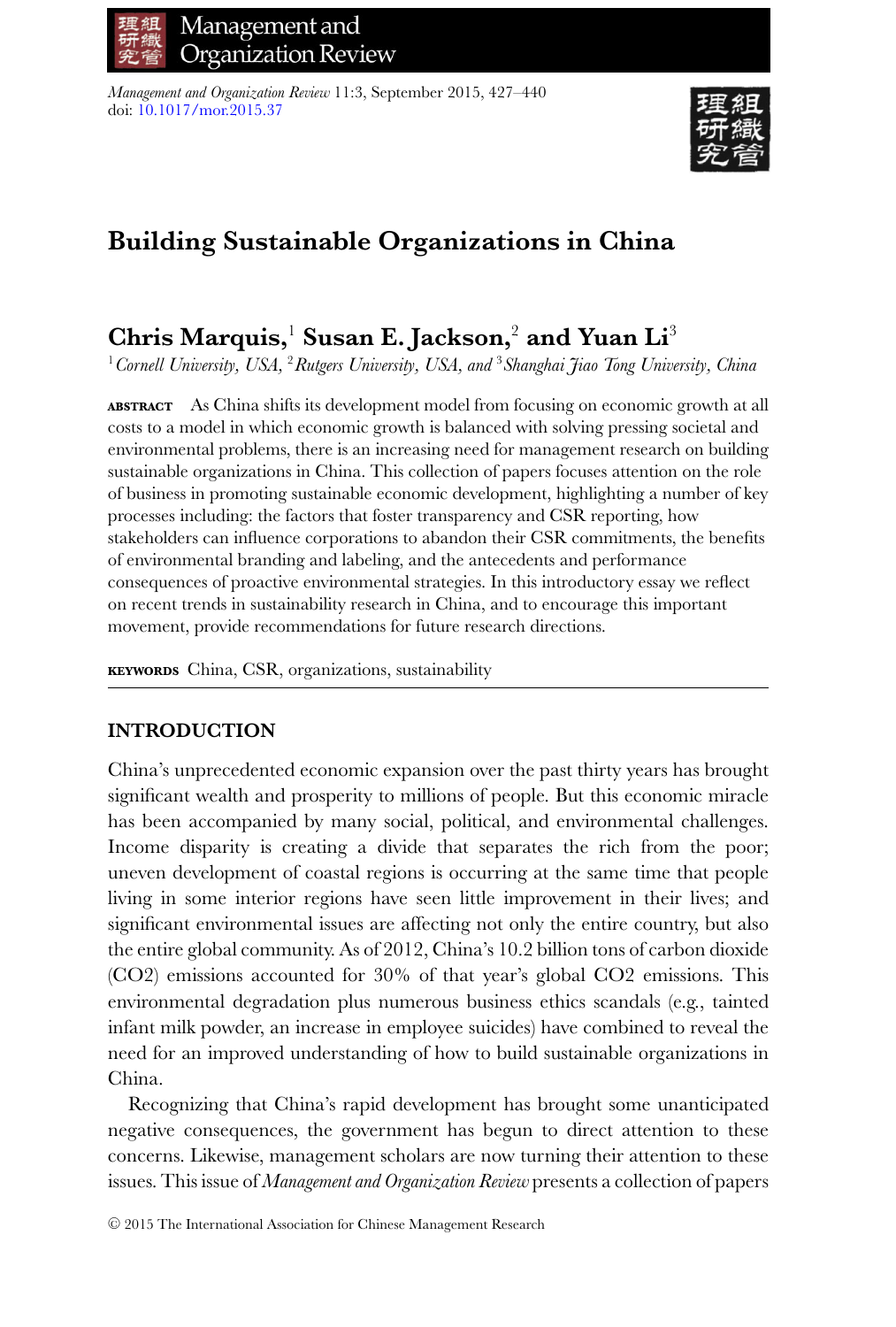# Building Sustainable Organizations in China

## Chris Marquis,[1] Susan E. Jackson,[2] and Yuan Li[3]

[1] *Cornell University, USA,* [2] *Rutgers University, USA, and* [3] *Shanghai Jiao Tong University, China*

**ABSTRACT** As China shifts its development model from focusing on economic growth at all costs to a model in which economic growth is balanced with solving pressing societal and environmental problems, there is an increasing need for management research on building sustainable organizations in China. This collection of papers focuses attention on the role of business in promoting sustainable economic development, highlighting a number of key processes including: the factors that foster transparency and CSR reporting, how stakeholders can influence corporations to abandon their CSR commitments, the benefits of environmental branding and labeling, and the antecedents and performance consequences of proactive environmental strategies. In this introductory essay we reflect on recent trends in sustainability research in China, and to encourage this important movement, provide recommendations for future research directions.

**KEYWORDS** China, CSR, organizations, sustainability

## INTRODUCTION

China's unprecedented economic expansion over the past thirty years has brought significant wealth and prosperity to millions of people. But this economic miracle has been accompanied by many social, political, and environmental challenges. Income disparity is creating a divide that separates the rich from the poor; uneven development of coastal regions is occurring at the same time that people living in some interior regions have seen little improvement in their lives; and significant environmental issues are affecting not only the entire country, but also the entire global community. As of 2012, China's 10.2 billion tons of carbon dioxide ($CO_2$) emissions accounted for 30% of that year's global $CO_2$ emissions. This environmental degradation plus numerous business ethics scandals (e.g., tainted infant milk powder, an increase in employee suicides) have combined to reveal the need for an improved understanding of how to build sustainable organizations in China.

Recognizing that China's rapid development has brought some unanticipated negative consequences, the government has begun to direct attention to these concerns. Likewise, management scholars are now turning their attention to these issues. This issue of *Management and Organization Review* presents a collection of papers

© 2015 The International Association for Chinese Management Research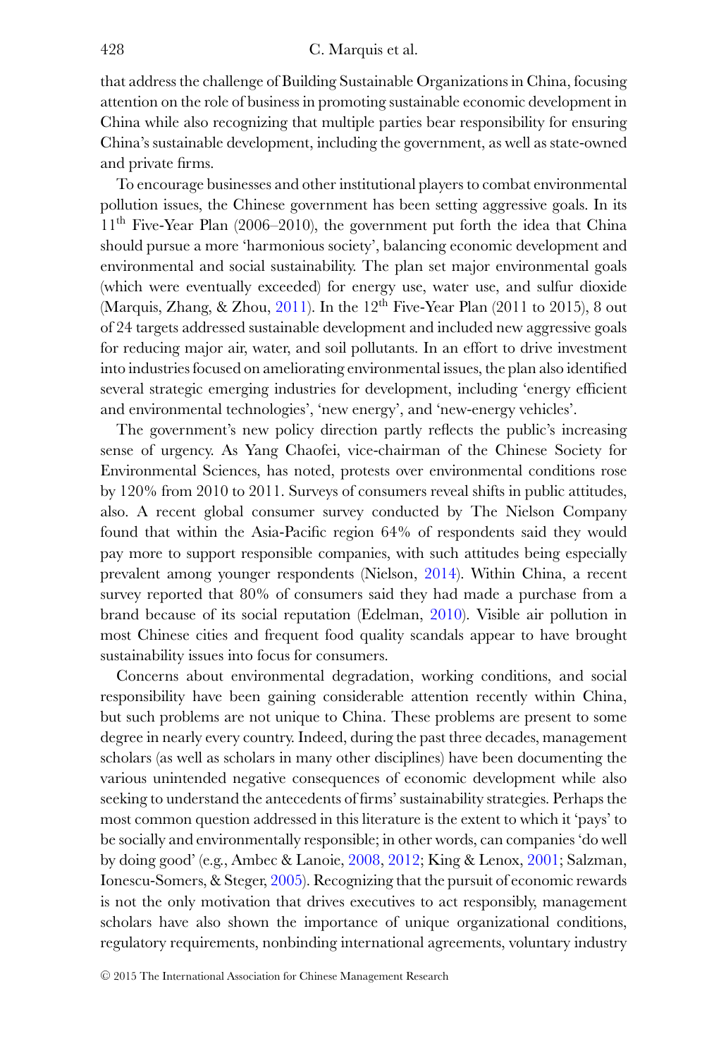that address the challenge of Building Sustainable Organizations in China, focusing attention on the role of business in promoting sustainable economic development in China while also recognizing that multiple parties bear responsibility for ensuring China's sustainable development, including the government, as well as state-owned and private firms.

To encourage businesses and other institutional players to combat environmental pollution issues, the Chinese government has been setting aggressive goals. In its 11th Five-Year Plan (2006–2010), the government put forth the idea that China should pursue a more 'harmonious society', balancing economic development and environmental and social sustainability. The plan set major environmental goals (which were eventually exceeded) for energy use, water use, and sulfur dioxide (Marquis, Zhang, & Zhou, 2011). In the 12th Five-Year Plan (2011 to 2015), 8 out of 24 targets addressed sustainable development and included new aggressive goals for reducing major air, water, and soil pollutants. In an effort to drive investment into industries focused on ameliorating environmental issues, the plan also identified several strategic emerging industries for development, including 'energy efficient and environmental technologies', 'new energy', and 'new-energy vehicles'.

The government's new policy direction partly reflects the public's increasing sense of urgency. As Yang Chaofei, vice-chairman of the Chinese Society for Environmental Sciences, has noted, protests over environmental conditions rose by 120% from 2010 to 2011. Surveys of consumers reveal shifts in public attitudes, also. A recent global consumer survey conducted by The Nielson Company found that within the Asia-Pacific region 64% of respondents said they would pay more to support responsible companies, with such attitudes being especially prevalent among younger respondents (Nielson, 2014). Within China, a recent survey reported that 80% of consumers said they had made a purchase from a brand because of its social reputation (Edelman, 2010). Visible air pollution in most Chinese cities and frequent food quality scandals appear to have brought sustainability issues into focus for consumers.

Concerns about environmental degradation, working conditions, and social responsibility have been gaining considerable attention recently within China, but such problems are not unique to China. These problems are present to some degree in nearly every country. Indeed, during the past three decades, management scholars (as well as scholars in many other disciplines) have been documenting the various unintended negative consequences of economic development while also seeking to understand the antecedents of firms' sustainability strategies. Perhaps the most common question addressed in this literature is the extent to which it 'pays' to be socially and environmentally responsible; in other words, can companies 'do well by doing good' (e.g., Ambec & Lanoie, 2008, 2012; King & Lenox, 2001; Salzman, Ionescu-Somers, & Steger, 2005). Recognizing that the pursuit of economic rewards is not the only motivation that drives executives to act responsibly, management scholars have also shown the importance of unique organizational conditions, regulatory requirements, nonbinding international agreements, voluntary industry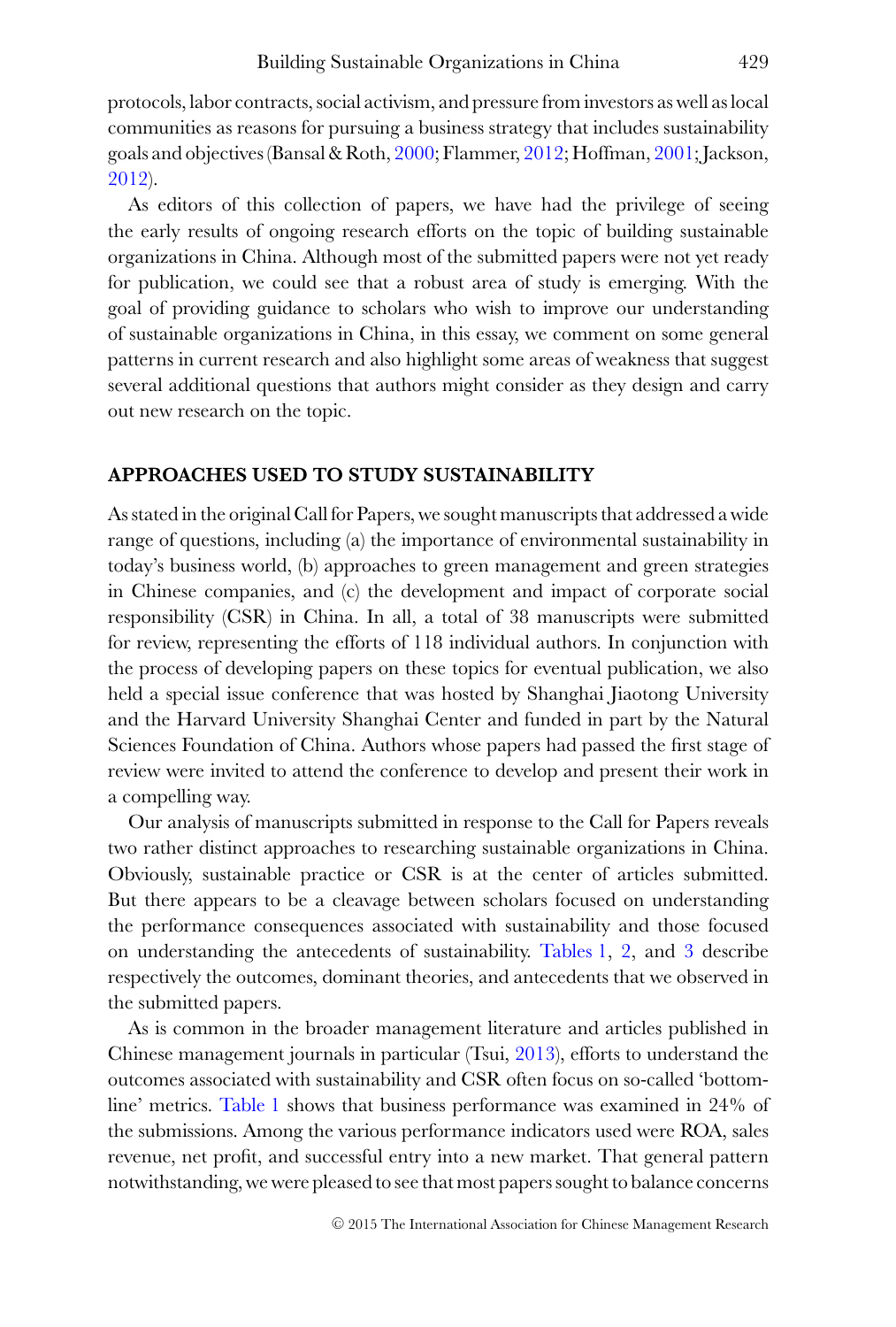protocols, labor contracts, social activism, and pressure from investors as well as local communities as reasons for pursuing a business strategy that includes sustainability goals and objectives (Bansal & Roth, 2000; Flammer, 2012; Hoffman, 2001; Jackson, 2012).

As editors of this collection of papers, we have had the privilege of seeing the early results of ongoing research efforts on the topic of building sustainable organizations in China. Although most of the submitted papers were not yet ready for publication, we could see that a robust area of study is emerging. With the goal of providing guidance to scholars who wish to improve our understanding of sustainable organizations in China, in this essay, we comment on some general patterns in current research and also highlight some areas of weakness that suggest several additional questions that authors might consider as they design and carry out new research on the topic.

## APPROACHES USED TO STUDY SUSTAINABILITY

As stated in the original Call for Papers, we sought manuscripts that addressed a wide range of questions, including (a) the importance of environmental sustainability in today's business world, (b) approaches to green management and green strategies in Chinese companies, and (c) the development and impact of corporate social responsibility (CSR) in China. In all, a total of 38 manuscripts were submitted for review, representing the efforts of 118 individual authors. In conjunction with the process of developing papers on these topics for eventual publication, we also held a special issue conference that was hosted by Shanghai Jiaotong University and the Harvard University Shanghai Center and funded in part by the Natural Sciences Foundation of China. Authors whose papers had passed the first stage of review were invited to attend the conference to develop and present their work in a compelling way.

Our analysis of manuscripts submitted in response to the Call for Papers reveals two rather distinct approaches to researching sustainable organizations in China. Obviously, sustainable practice or CSR is at the center of articles submitted. But there appears to be a cleavage between scholars focused on understanding the performance consequences associated with sustainability and those focused on understanding the antecedents of sustainability. Tables 1, 2, and 3 describe respectively the outcomes, dominant theories, and antecedents that we observed in the submitted papers.

As is common in the broader management literature and articles published in Chinese management journals in particular (Tsui, 2013), efforts to understand the outcomes associated with sustainability and CSR often focus on so-called 'bottom-line' metrics. Table 1 shows that business performance was examined in 24% of the submissions. Among the various performance indicators used were ROA, sales revenue, net profit, and successful entry into a new market. That general pattern notwithstanding, we were pleased to see that most papers sought to balance concerns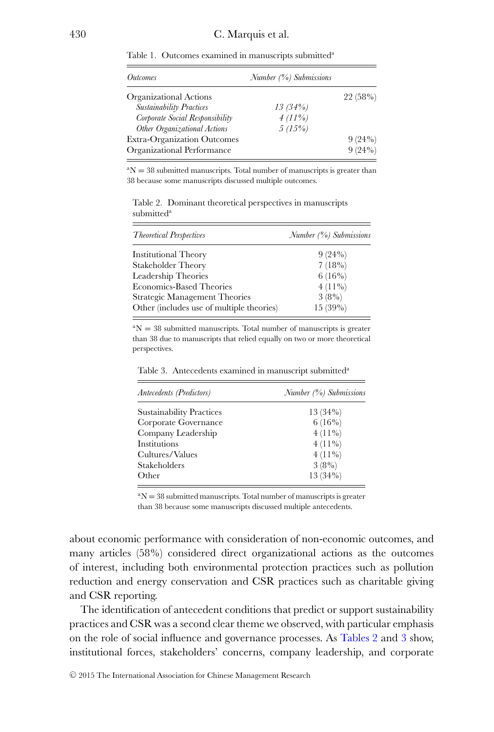Table 1. Outcomes examined in manuscripts submitted[a]

| *Outcomes* | *Number (%) Submissions* | |
|---|---|---|
| Organizational Actions | | 22 (58%) |
| *Sustainability Practices* | *13 (34%)* | |
| *Corporate Social Responsibility* | *4 (11%)* | |
| *Other Organizational Actions* | *5 (15%)* | |
| Extra-Organization Outcomes | | 9 (24%) |
| Organizational Performance | | 9 (24%) |

[a]N = 38 submitted manuscripts. Total number of manuscripts is greater than 38 because some manuscripts discussed multiple outcomes.

Table 2. Dominant theoretical perspectives in manuscripts submitted[a]

| *Theoretical Perspectives* | *Number (%) Submissions* |
|---|---|
| Institutional Theory | 9 (24%) |
| Stakeholder Theory | 7 (18%) |
| Leadership Theories | 6 (16%) |
| Economics-Based Theories | 4 (11%) |
| Strategic Management Theories | 3 (8%) |
| Other (includes use of multiple theories) | 15 (39%) |

[a]N = 38 submitted manuscripts. Total number of manuscripts is greater than 38 due to manuscripts that relied equally on two or more theoretical perspectives.

Table 3. Antecedents examined in manuscript submitted[a]

| *Antecedents (Predictors)* | *Number (%) Submissions* |
|---|---|
| Sustainability Practices | 13 (34%) |
| Corporate Governance | 6 (16%) |
| Company Leadership | 4 (11%) |
| Institutions | 4 (11%) |
| Cultures/Values | 4 (11%) |
| Stakeholders | 3 (8%) |
| Other | 13 (34%) |

[a]N = 38 submitted manuscripts. Total number of manuscripts is greater than 38 because some manuscripts discussed multiple antecedents.

about economic performance with consideration of non-economic outcomes, and many articles (58%) considered direct organizational actions as the outcomes of interest, including both environmental protection practices such as pollution reduction and energy conservation and CSR practices such as charitable giving and CSR reporting.

The identification of antecedent conditions that predict or support sustainability practices and CSR was a second clear theme we observed, with particular emphasis on the role of social influence and governance processes. As Tables 2 and 3 show, institutional forces, stakeholders' concerns, company leadership, and corporate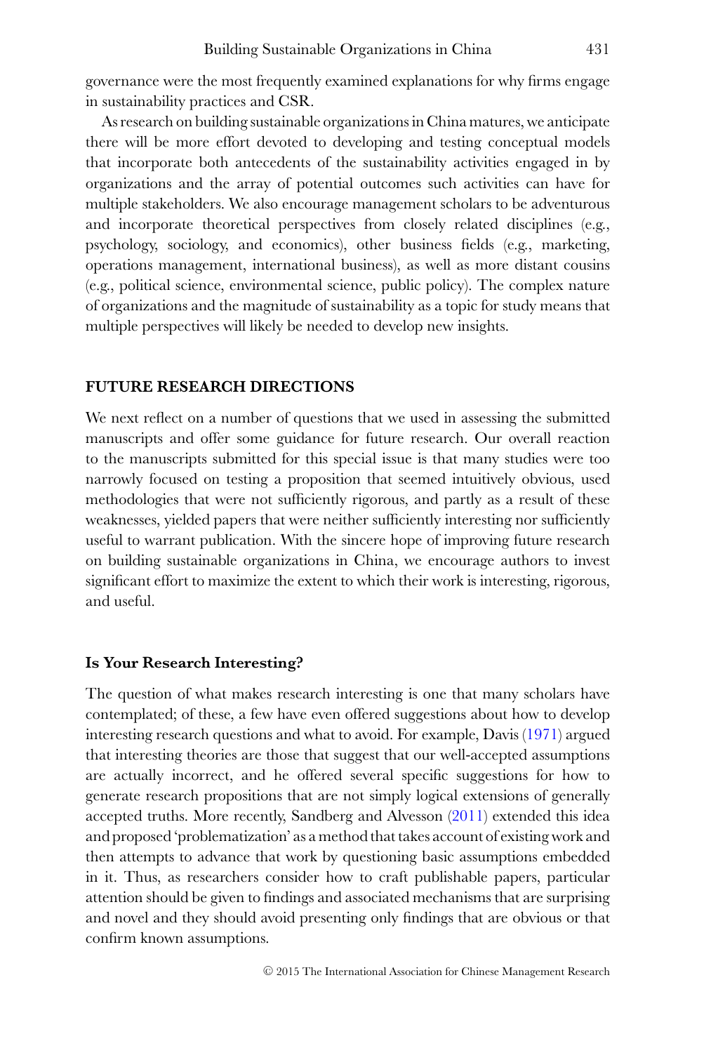governance were the most frequently examined explanations for why firms engage in sustainability practices and CSR.

As research on building sustainable organizations in China matures, we anticipate there will be more effort devoted to developing and testing conceptual models that incorporate both antecedents of the sustainability activities engaged in by organizations and the array of potential outcomes such activities can have for multiple stakeholders. We also encourage management scholars to be adventurous and incorporate theoretical perspectives from closely related disciplines (e.g., psychology, sociology, and economics), other business fields (e.g., marketing, operations management, international business), as well as more distant cousins (e.g., political science, environmental science, public policy). The complex nature of organizations and the magnitude of sustainability as a topic for study means that multiple perspectives will likely be needed to develop new insights.

## FUTURE RESEARCH DIRECTIONS

We next reflect on a number of questions that we used in assessing the submitted manuscripts and offer some guidance for future research. Our overall reaction to the manuscripts submitted for this special issue is that many studies were too narrowly focused on testing a proposition that seemed intuitively obvious, used methodologies that were not sufficiently rigorous, and partly as a result of these weaknesses, yielded papers that were neither sufficiently interesting nor sufficiently useful to warrant publication. With the sincere hope of improving future research on building sustainable organizations in China, we encourage authors to invest significant effort to maximize the extent to which their work is interesting, rigorous, and useful.

### Is Your Research Interesting?

The question of what makes research interesting is one that many scholars have contemplated; of these, a few have even offered suggestions about how to develop interesting research questions and what to avoid. For example, Davis (1971) argued that interesting theories are those that suggest that our well-accepted assumptions are actually incorrect, and he offered several specific suggestions for how to generate research propositions that are not simply logical extensions of generally accepted truths. More recently, Sandberg and Alvesson (2011) extended this idea and proposed 'problematization' as a method that takes account of existing work and then attempts to advance that work by questioning basic assumptions embedded in it. Thus, as researchers consider how to craft publishable papers, particular attention should be given to findings and associated mechanisms that are surprising and novel and they should avoid presenting only findings that are obvious or that confirm known assumptions.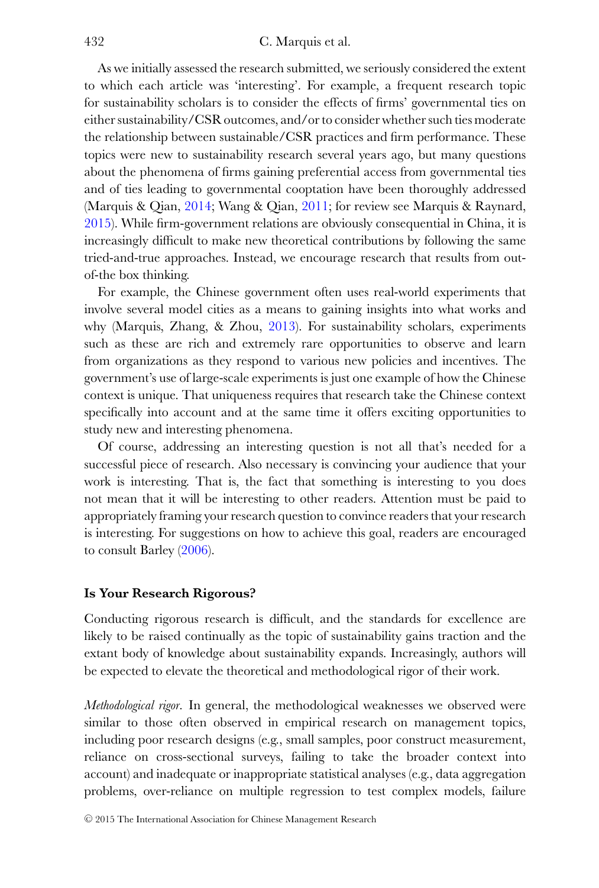As we initially assessed the research submitted, we seriously considered the extent to which each article was 'interesting'. For example, a frequent research topic for sustainability scholars is to consider the effects of firms' governmental ties on either sustainability/CSR outcomes, and/or to consider whether such ties moderate the relationship between sustainable/CSR practices and firm performance. These topics were new to sustainability research several years ago, but many questions about the phenomena of firms gaining preferential access from governmental ties and of ties leading to governmental cooptation have been thoroughly addressed (Marquis & Qian, 2014; Wang & Qian, 2011; for review see Marquis & Raynard, 2015). While firm-government relations are obviously consequential in China, it is increasingly difficult to make new theoretical contributions by following the same tried-and-true approaches. Instead, we encourage research that results from out-of-the box thinking.

For example, the Chinese government often uses real-world experiments that involve several model cities as a means to gaining insights into what works and why (Marquis, Zhang, & Zhou, 2013). For sustainability scholars, experiments such as these are rich and extremely rare opportunities to observe and learn from organizations as they respond to various new policies and incentives. The government's use of large-scale experiments is just one example of how the Chinese context is unique. That uniqueness requires that research take the Chinese context specifically into account and at the same time it offers exciting opportunities to study new and interesting phenomena.

Of course, addressing an interesting question is not all that's needed for a successful piece of research. Also necessary is convincing your audience that your work is interesting. That is, the fact that something is interesting to you does not mean that it will be interesting to other readers. Attention must be paid to appropriately framing your research question to convince readers that your research is interesting. For suggestions on how to achieve this goal, readers are encouraged to consult Barley (2006).

## Is Your Research Rigorous?

Conducting rigorous research is difficult, and the standards for excellence are likely to be raised continually as the topic of sustainability gains traction and the extant body of knowledge about sustainability expands. Increasingly, authors will be expected to elevate the theoretical and methodological rigor of their work.

*Methodological rigor*. In general, the methodological weaknesses we observed were similar to those often observed in empirical research on management topics, including poor research designs (e.g., small samples, poor construct measurement, reliance on cross-sectional surveys, failing to take the broader context into account) and inadequate or inappropriate statistical analyses (e.g., data aggregation problems, over-reliance on multiple regression to test complex models, failure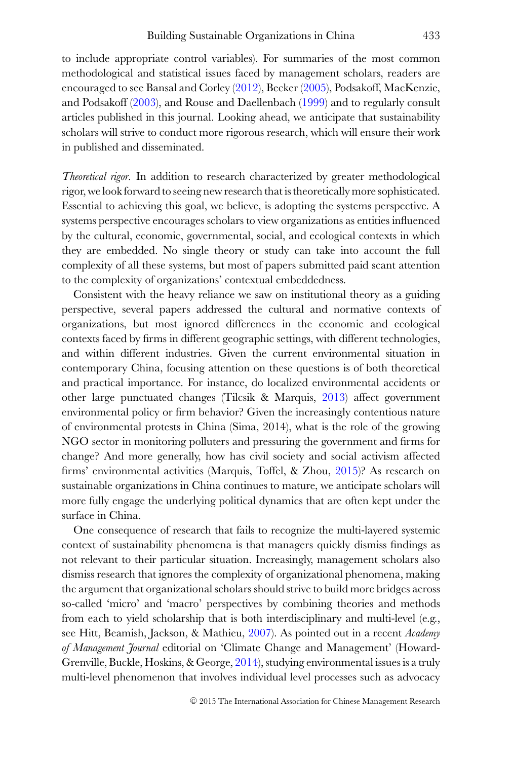to include appropriate control variables). For summaries of the most common methodological and statistical issues faced by management scholars, readers are encouraged to see Bansal and Corley (2012), Becker (2005), Podsakoff, MacKenzie, and Podsakoff (2003), and Rouse and Daellenbach (1999) and to regularly consult articles published in this journal. Looking ahead, we anticipate that sustainability scholars will strive to conduct more rigorous research, which will ensure their work in published and disseminated.

*Theoretical rigor*. In addition to research characterized by greater methodological rigor, we look forward to seeing new research that is theoretically more sophisticated. Essential to achieving this goal, we believe, is adopting the systems perspective. A systems perspective encourages scholars to view organizations as entities influenced by the cultural, economic, governmental, social, and ecological contexts in which they are embedded. No single theory or study can take into account the full complexity of all these systems, but most of papers submitted paid scant attention to the complexity of organizations' contextual embeddedness.

Consistent with the heavy reliance we saw on institutional theory as a guiding perspective, several papers addressed the cultural and normative contexts of organizations, but most ignored differences in the economic and ecological contexts faced by firms in different geographic settings, with different technologies, and within different industries. Given the current environmental situation in contemporary China, focusing attention on these questions is of both theoretical and practical importance. For instance, do localized environmental accidents or other large punctuated changes (Tilcsik & Marquis, 2013) affect government environmental policy or firm behavior? Given the increasingly contentious nature of environmental protests in China (Sima, 2014), what is the role of the growing NGO sector in monitoring polluters and pressuring the government and firms for change? And more generally, how has civil society and social activism affected firms' environmental activities (Marquis, Toffel, & Zhou, 2015)? As research on sustainable organizations in China continues to mature, we anticipate scholars will more fully engage the underlying political dynamics that are often kept under the surface in China.

One consequence of research that fails to recognize the multi-layered systemic context of sustainability phenomena is that managers quickly dismiss findings as not relevant to their particular situation. Increasingly, management scholars also dismiss research that ignores the complexity of organizational phenomena, making the argument that organizational scholars should strive to build more bridges across so-called 'micro' and 'macro' perspectives by combining theories and methods from each to yield scholarship that is both interdisciplinary and multi-level (e.g., see Hitt, Beamish, Jackson, & Mathieu, 2007). As pointed out in a recent *Academy of Management Journal* editorial on 'Climate Change and Management' (Howard-Grenville, Buckle, Hoskins, & George, 2014), studying environmental issues is a truly multi-level phenomenon that involves individual level processes such as advocacy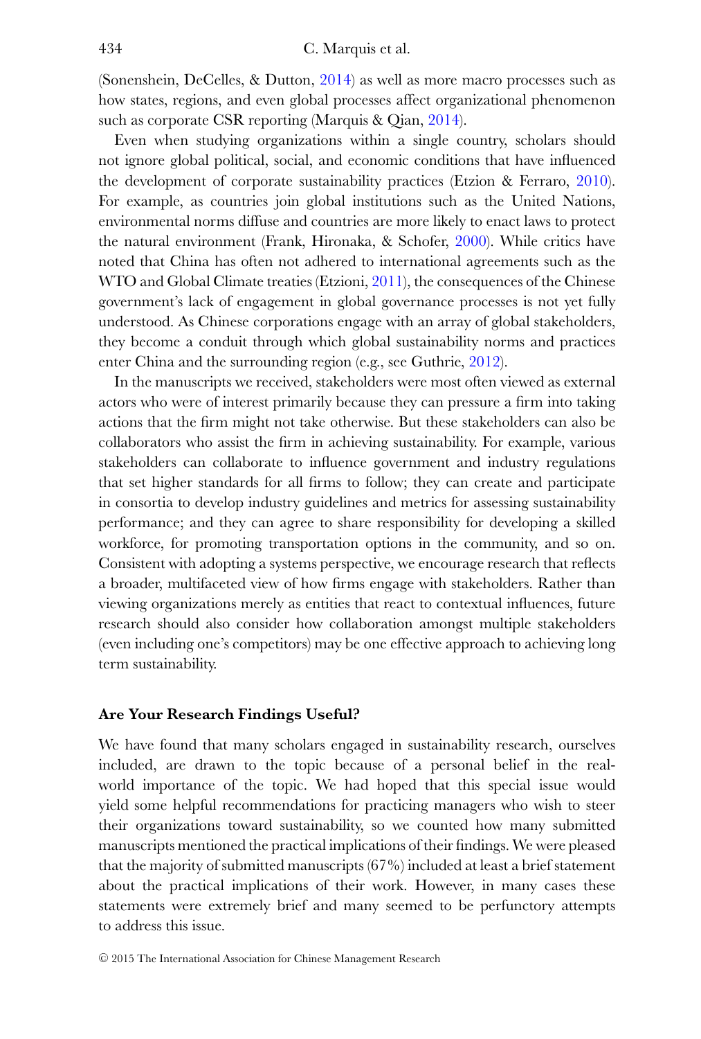(Sonenshein, DeCelles, & Dutton, 2014) as well as more macro processes such as how states, regions, and even global processes affect organizational phenomenon such as corporate CSR reporting (Marquis & Qian, 2014).

Even when studying organizations within a single country, scholars should not ignore global political, social, and economic conditions that have influenced the development of corporate sustainability practices (Etzion & Ferraro, 2010). For example, as countries join global institutions such as the United Nations, environmental norms diffuse and countries are more likely to enact laws to protect the natural environment (Frank, Hironaka, & Schofer, 2000). While critics have noted that China has often not adhered to international agreements such as the WTO and Global Climate treaties (Etzioni, 2011), the consequences of the Chinese government's lack of engagement in global governance processes is not yet fully understood. As Chinese corporations engage with an array of global stakeholders, they become a conduit through which global sustainability norms and practices enter China and the surrounding region (e.g., see Guthrie, 2012).

In the manuscripts we received, stakeholders were most often viewed as external actors who were of interest primarily because they can pressure a firm into taking actions that the firm might not take otherwise. But these stakeholders can also be collaborators who assist the firm in achieving sustainability. For example, various stakeholders can collaborate to influence government and industry regulations that set higher standards for all firms to follow; they can create and participate in consortia to develop industry guidelines and metrics for assessing sustainability performance; and they can agree to share responsibility for developing a skilled workforce, for promoting transportation options in the community, and so on. Consistent with adopting a systems perspective, we encourage research that reflects a broader, multifaceted view of how firms engage with stakeholders. Rather than viewing organizations merely as entities that react to contextual influences, future research should also consider how collaboration amongst multiple stakeholders (even including one's competitors) may be one effective approach to achieving long term sustainability.

### Are Your Research Findings Useful?

We have found that many scholars engaged in sustainability research, ourselves included, are drawn to the topic because of a personal belief in the real-world importance of the topic. We had hoped that this special issue would yield some helpful recommendations for practicing managers who wish to steer their organizations toward sustainability, so we counted how many submitted manuscripts mentioned the practical implications of their findings. We were pleased that the majority of submitted manuscripts (67%) included at least a brief statement about the practical implications of their work. However, in many cases these statements were extremely brief and many seemed to be perfunctory attempts to address this issue.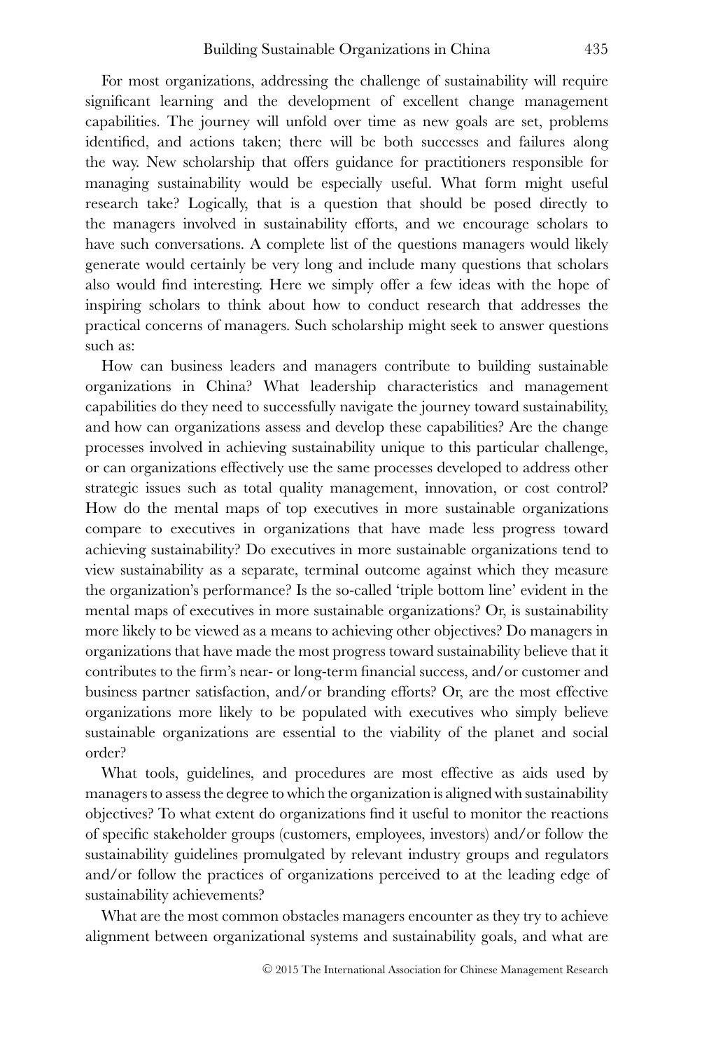For most organizations, addressing the challenge of sustainability will require significant learning and the development of excellent change management capabilities. The journey will unfold over time as new goals are set, problems identified, and actions taken; there will be both successes and failures along the way. New scholarship that offers guidance for practitioners responsible for managing sustainability would be especially useful. What form might useful research take? Logically, that is a question that should be posed directly to the managers involved in sustainability efforts, and we encourage scholars to have such conversations. A complete list of the questions managers would likely generate would certainly be very long and include many questions that scholars also would find interesting. Here we simply offer a few ideas with the hope of inspiring scholars to think about how to conduct research that addresses the practical concerns of managers. Such scholarship might seek to answer questions such as:

How can business leaders and managers contribute to building sustainable organizations in China? What leadership characteristics and management capabilities do they need to successfully navigate the journey toward sustainability, and how can organizations assess and develop these capabilities? Are the change processes involved in achieving sustainability unique to this particular challenge, or can organizations effectively use the same processes developed to address other strategic issues such as total quality management, innovation, or cost control? How do the mental maps of top executives in more sustainable organizations compare to executives in organizations that have made less progress toward achieving sustainability? Do executives in more sustainable organizations tend to view sustainability as a separate, terminal outcome against which they measure the organization's performance? Is the so-called 'triple bottom line' evident in the mental maps of executives in more sustainable organizations? Or, is sustainability more likely to be viewed as a means to achieving other objectives? Do managers in organizations that have made the most progress toward sustainability believe that it contributes to the firm's near- or long-term financial success, and/or customer and business partner satisfaction, and/or branding efforts? Or, are the most effective organizations more likely to be populated with executives who simply believe sustainable organizations are essential to the viability of the planet and social order?

What tools, guidelines, and procedures are most effective as aids used by managers to assess the degree to which the organization is aligned with sustainability objectives? To what extent do organizations find it useful to monitor the reactions of specific stakeholder groups (customers, employees, investors) and/or follow the sustainability guidelines promulgated by relevant industry groups and regulators and/or follow the practices of organizations perceived to at the leading edge of sustainability achievements?

What are the most common obstacles managers encounter as they try to achieve alignment between organizational systems and sustainability goals, and what are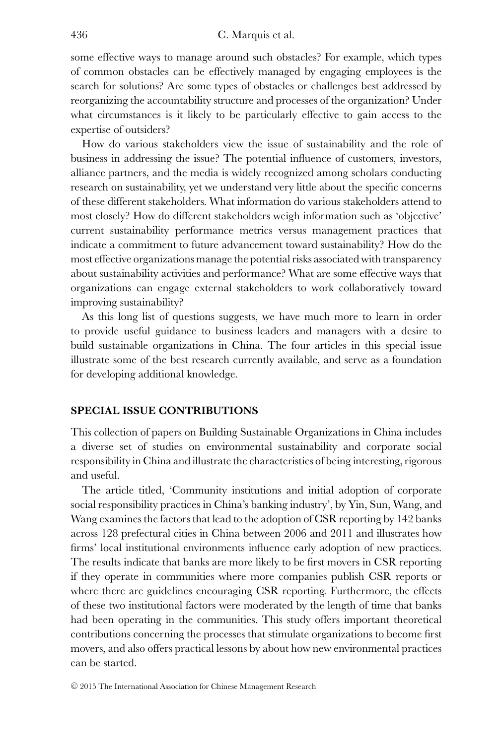some effective ways to manage around such obstacles? For example, which types of common obstacles can be effectively managed by engaging employees is the search for solutions? Are some types of obstacles or challenges best addressed by reorganizing the accountability structure and processes of the organization? Under what circumstances is it likely to be particularly effective to gain access to the expertise of outsiders?

How do various stakeholders view the issue of sustainability and the role of business in addressing the issue? The potential influence of customers, investors, alliance partners, and the media is widely recognized among scholars conducting research on sustainability, yet we understand very little about the specific concerns of these different stakeholders. What information do various stakeholders attend to most closely? How do different stakeholders weigh information such as 'objective' current sustainability performance metrics versus management practices that indicate a commitment to future advancement toward sustainability? How do the most effective organizations manage the potential risks associated with transparency about sustainability activities and performance? What are some effective ways that organizations can engage external stakeholders to work collaboratively toward improving sustainability?

As this long list of questions suggests, we have much more to learn in order to provide useful guidance to business leaders and managers with a desire to build sustainable organizations in China. The four articles in this special issue illustrate some of the best research currently available, and serve as a foundation for developing additional knowledge.

## SPECIAL ISSUE CONTRIBUTIONS

This collection of papers on Building Sustainable Organizations in China includes a diverse set of studies on environmental sustainability and corporate social responsibility in China and illustrate the characteristics of being interesting, rigorous and useful.

The article titled, 'Community institutions and initial adoption of corporate social responsibility practices in China's banking industry', by Yin, Sun, Wang, and Wang examines the factors that lead to the adoption of CSR reporting by 142 banks across 128 prefectural cities in China between 2006 and 2011 and illustrates how firms' local institutional environments influence early adoption of new practices. The results indicate that banks are more likely to be first movers in CSR reporting if they operate in communities where more companies publish CSR reports or where there are guidelines encouraging CSR reporting. Furthermore, the effects of these two institutional factors were moderated by the length of time that banks had been operating in the communities. This study offers important theoretical contributions concerning the processes that stimulate organizations to become first movers, and also offers practical lessons by about how new environmental practices can be started.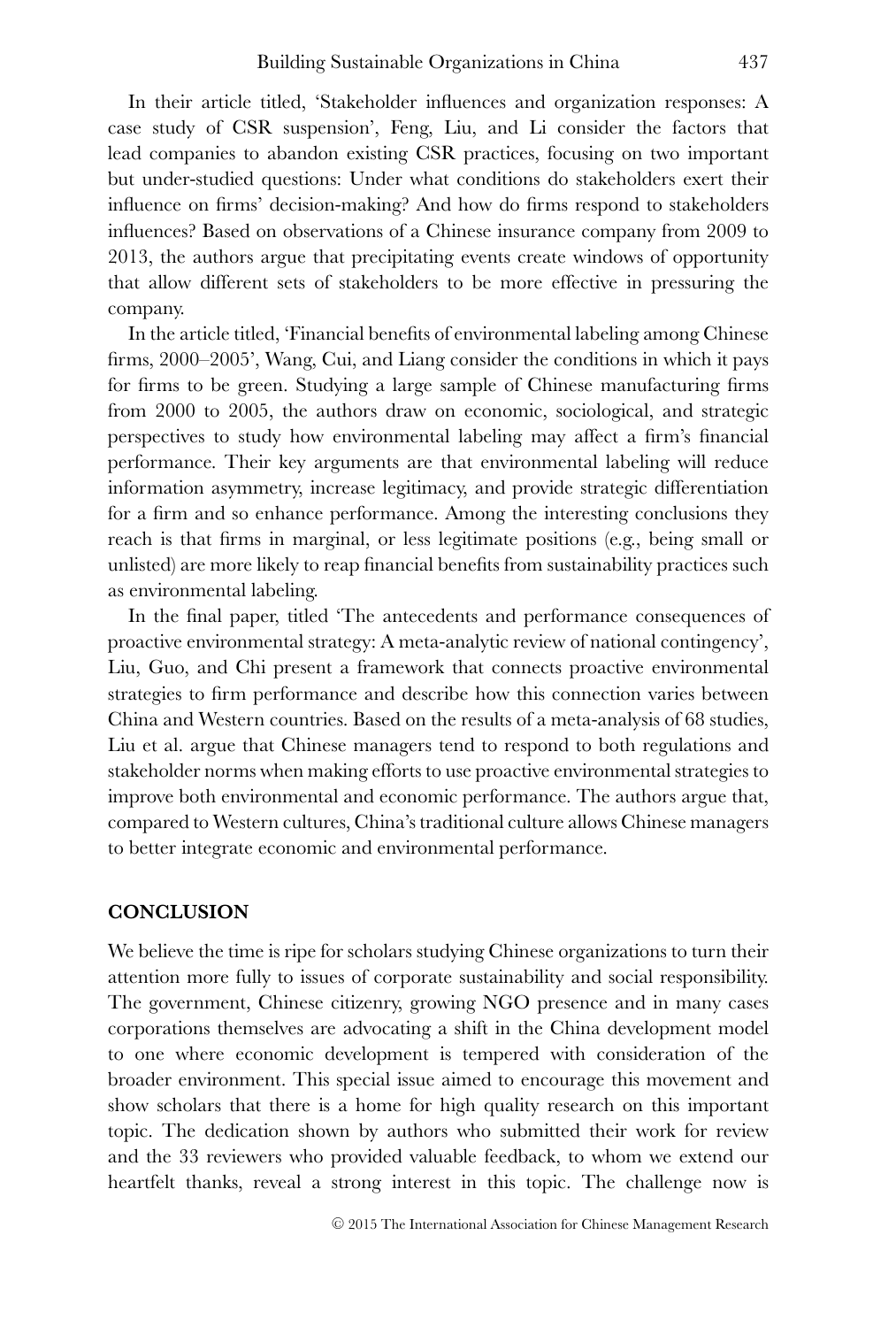In their article titled, 'Stakeholder influences and organization responses: A case study of CSR suspension', Feng, Liu, and Li consider the factors that lead companies to abandon existing CSR practices, focusing on two important but under-studied questions: Under what conditions do stakeholders exert their influence on firms' decision-making? And how do firms respond to stakeholders influences? Based on observations of a Chinese insurance company from 2009 to 2013, the authors argue that precipitating events create windows of opportunity that allow different sets of stakeholders to be more effective in pressuring the company.

In the article titled, 'Financial benefits of environmental labeling among Chinese firms, 2000–2005', Wang, Cui, and Liang consider the conditions in which it pays for firms to be green. Studying a large sample of Chinese manufacturing firms from 2000 to 2005, the authors draw on economic, sociological, and strategic perspectives to study how environmental labeling may affect a firm's financial performance. Their key arguments are that environmental labeling will reduce information asymmetry, increase legitimacy, and provide strategic differentiation for a firm and so enhance performance. Among the interesting conclusions they reach is that firms in marginal, or less legitimate positions (e.g., being small or unlisted) are more likely to reap financial benefits from sustainability practices such as environmental labeling.

In the final paper, titled 'The antecedents and performance consequences of proactive environmental strategy: A meta-analytic review of national contingency', Liu, Guo, and Chi present a framework that connects proactive environmental strategies to firm performance and describe how this connection varies between China and Western countries. Based on the results of a meta-analysis of 68 studies, Liu et al. argue that Chinese managers tend to respond to both regulations and stakeholder norms when making efforts to use proactive environmental strategies to improve both environmental and economic performance. The authors argue that, compared to Western cultures, China's traditional culture allows Chinese managers to better integrate economic and environmental performance.

## CONCLUSION

We believe the time is ripe for scholars studying Chinese organizations to turn their attention more fully to issues of corporate sustainability and social responsibility. The government, Chinese citizenry, growing NGO presence and in many cases corporations themselves are advocating a shift in the China development model to one where economic development is tempered with consideration of the broader environment. This special issue aimed to encourage this movement and show scholars that there is a home for high quality research on this important topic. The dedication shown by authors who submitted their work for review and the 33 reviewers who provided valuable feedback, to whom we extend our heartfelt thanks, reveal a strong interest in this topic. The challenge now is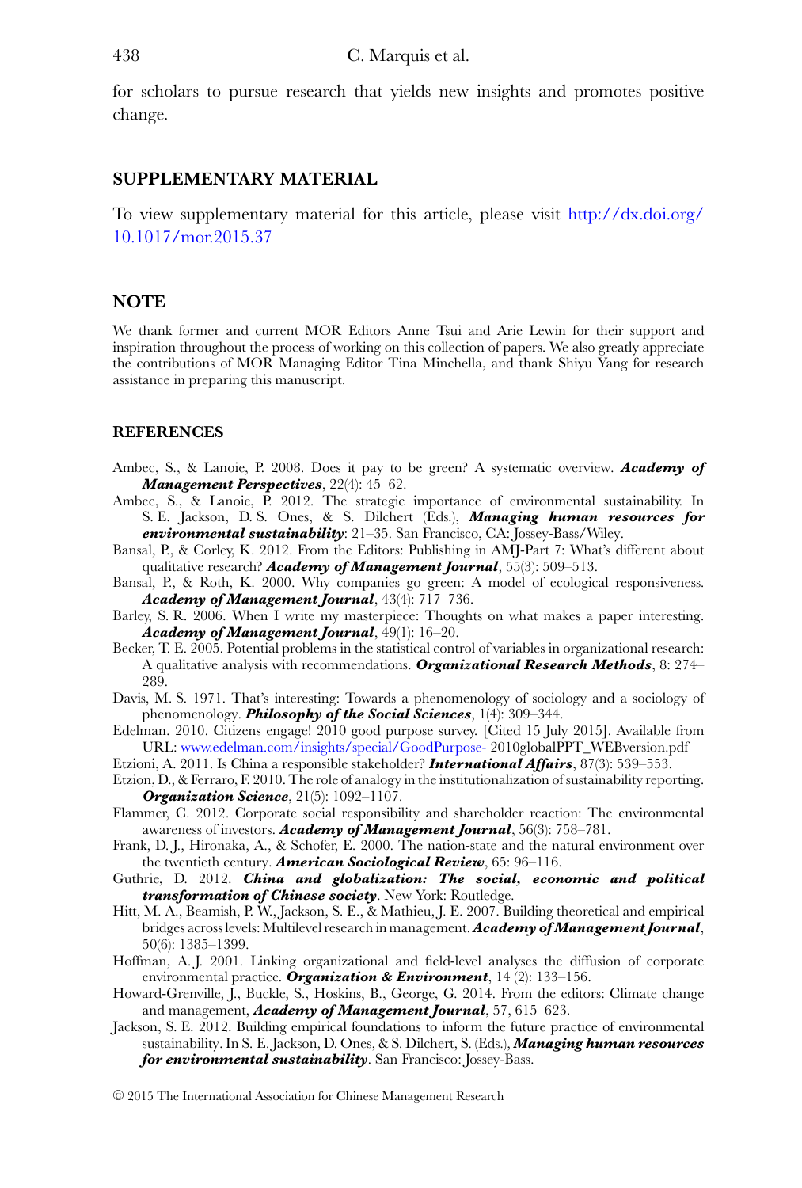for scholars to pursue research that yields new insights and promotes positive change.

## SUPPLEMENTARY MATERIAL

To view supplementary material for this article, please visit http://dx.doi.org/10.1017/mor.2015.37

## NOTE

We thank former and current MOR Editors Anne Tsui and Arie Lewin for their support and inspiration throughout the process of working on this collection of papers. We also greatly appreciate the contributions of MOR Managing Editor Tina Minchella, and thank Shiyu Yang for research assistance in preparing this manuscript.

## REFERENCES

Ambec, S., & Lanoie, P. 2008. Does it pay to be green? A systematic overview. ***Academy of Management Perspectives***, 22(4): 45–62.

Ambec, S., & Lanoie, P. 2012. The strategic importance of environmental sustainability. In S. E. Jackson, D. S. Ones, & S. Dilchert (Eds.), ***Managing human resources for environmental sustainability***: 21–35. San Francisco, CA: Jossey-Bass/Wiley.

Bansal, P., & Corley, K. 2012. From the Editors: Publishing in AMJ-Part 7: What's different about qualitative research? ***Academy of Management Journal***, 55(3): 509–513.

Bansal, P., & Roth, K. 2000. Why companies go green: A model of ecological responsiveness. ***Academy of Management Journal***, 43(4): 717–736.

Barley, S. R. 2006. When I write my masterpiece: Thoughts on what makes a paper interesting. ***Academy of Management Journal***, 49(1): 16–20.

Becker, T. E. 2005. Potential problems in the statistical control of variables in organizational research: A qualitative analysis with recommendations. ***Organizational Research Methods***, 8: 274–289.

Davis, M. S. 1971. That's interesting: Towards a phenomenology of sociology and a sociology of phenomenology. ***Philosophy of the Social Sciences***, 1(4): 309–344.

Edelman. 2010. Citizens engage! 2010 good purpose survey. [Cited 15 July 2015]. Available from URL: www.edelman.com/insights/special/GoodPurpose- 2010globalPPT_WEBversion.pdf

Etzioni, A. 2011. Is China a responsible stakeholder? ***International Affairs***, 87(3): 539–553.

Etzion, D., & Ferraro, F. 2010. The role of analogy in the institutionalization of sustainability reporting. ***Organization Science***, 21(5): 1092–1107.

Flammer, C. 2012. Corporate social responsibility and shareholder reaction: The environmental awareness of investors. ***Academy of Management Journal***, 56(3): 758–781.

Frank, D. J., Hironaka, A., & Schofer, E. 2000. The nation-state and the natural environment over the twentieth century. ***American Sociological Review***, 65: 96–116.

Guthrie, D. 2012. ***China and globalization: The social, economic and political transformation of Chinese society***. New York: Routledge.

Hitt, M. A., Beamish, P. W., Jackson, S. E., & Mathieu, J. E. 2007. Building theoretical and empirical bridges across levels: Multilevel research in management. ***Academy of Management Journal***, 50(6): 1385–1399.

Hoffman, A. J. 2001. Linking organizational and field-level analyses the diffusion of corporate environmental practice. ***Organization & Environment***, 14 (2): 133–156.

Howard-Grenville, J., Buckle, S., Hoskins, B., George, G. 2014. From the editors: Climate change and management, ***Academy of Management Journal***, 57, 615–623.

Jackson, S. E. 2012. Building empirical foundations to inform the future practice of environmental sustainability. In S. E. Jackson, D. Ones, & S. Dilchert, S. (Eds.), ***Managing human resources for environmental sustainability***. San Francisco: Jossey-Bass.

© 2015 The International Association for Chinese Management Research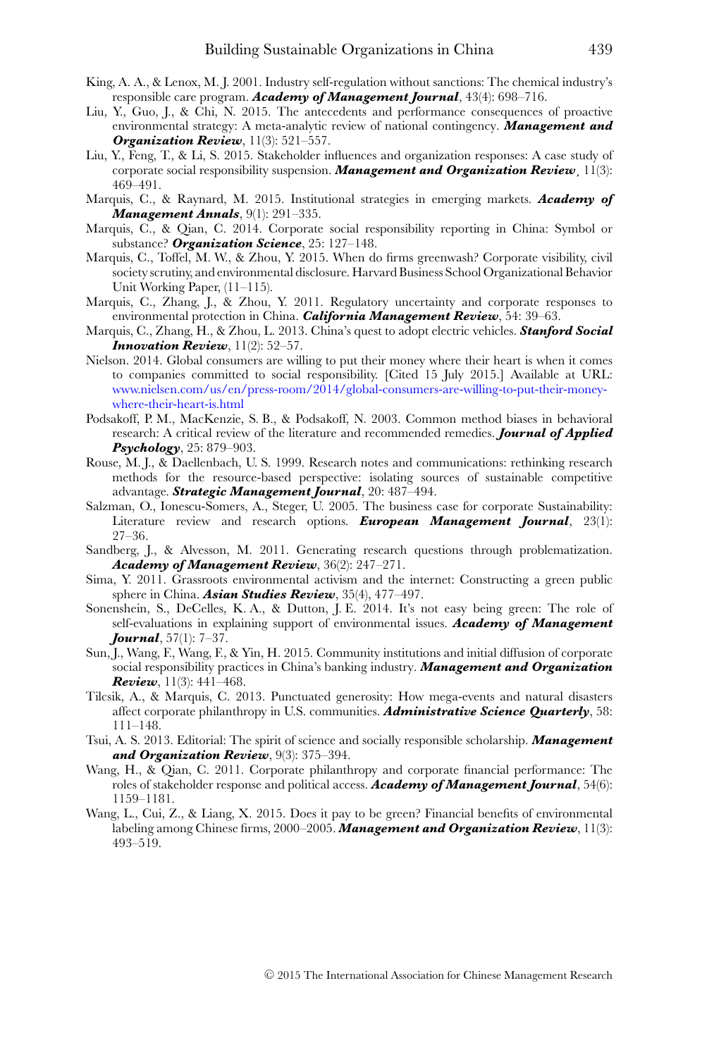King, A. A., & Lenox, M. J. 2001. Industry self-regulation without sanctions: The chemical industry's responsible care program. ***Academy of Management Journal***, 43(4): 698–716.

Liu, Y., Guo, J., & Chi, N. 2015. The antecedents and performance consequences of proactive environmental strategy: A meta-analytic review of national contingency. ***Management and Organization Review***, 11(3): 521–557.

Liu, Y., Feng, T., & Li, S. 2015. Stakeholder influences and organization responses: A case study of corporate social responsibility suspension. ***Management and Organization Review*¸** 11(3): 469–491.

Marquis, C., & Raynard, M. 2015. Institutional strategies in emerging markets. ***Academy of Management Annals***, 9(1): 291–335.

Marquis, C., & Qian, C. 2014. Corporate social responsibility reporting in China: Symbol or substance? ***Organization Science***, 25: 127–148.

Marquis, C., Toffel, M. W., & Zhou, Y. 2015. When do firms greenwash? Corporate visibility, civil society scrutiny, and environmental disclosure. Harvard Business School Organizational Behavior Unit Working Paper, (11–115).

Marquis, C., Zhang, J., & Zhou, Y. 2011. Regulatory uncertainty and corporate responses to environmental protection in China. ***California Management Review***, 54: 39–63.

Marquis, C., Zhang, H., & Zhou, L. 2013. China's quest to adopt electric vehicles. ***Stanford Social Innovation Review***, 11(2): 52–57.

Nielson. 2014. Global consumers are willing to put their money where their heart is when it comes to companies committed to social responsibility. [Cited 15 July 2015.] Available at URL: www.nielsen.com/us/en/press-room/2014/global-consumers-are-willing-to-put-their-money-where-their-heart-is.html

Podsakoff, P. M., MacKenzie, S. B., & Podsakoff, N. 2003. Common method biases in behavioral research: A critical review of the literature and recommended remedies. ***Journal of Applied Psychology***, 25: 879–903.

Rouse, M. J., & Daellenbach, U. S. 1999. Research notes and communications: rethinking research methods for the resource-based perspective: isolating sources of sustainable competitive advantage. ***Strategic Management Journal***, 20: 487–494.

Salzman, O., Ionescu-Somers, A., Steger, U. 2005. The business case for corporate Sustainability: Literature review and research options. ***European Management Journal***, 23(1): 27–36.

Sandberg, J., & Alvesson, M. 2011. Generating research questions through problematization. ***Academy of Management Review***, 36(2): 247–271.

Sima, Y. 2011. Grassroots environmental activism and the internet: Constructing a green public sphere in China. ***Asian Studies Review***, 35(4), 477–497.

Sonenshein, S., DeCelles, K. A., & Dutton, J. E. 2014. It's not easy being green: The role of self-evaluations in explaining support of environmental issues. ***Academy of Management Journal***, 57(1): 7–37.

Sun, J., Wang, F., Wang, F., & Yin, H. 2015. Community institutions and initial diffusion of corporate social responsibility practices in China's banking industry. ***Management and Organization Review***, 11(3): 441–468.

Tilcsik, A., & Marquis, C. 2013. Punctuated generosity: How mega-events and natural disasters affect corporate philanthropy in U.S. communities. ***Administrative Science Quarterly***, 58: 111–148.

Tsui, A. S. 2013. Editorial: The spirit of science and socially responsible scholarship. ***Management and Organization Review***, 9(3): 375–394.

Wang, H., & Qian, C. 2011. Corporate philanthropy and corporate financial performance: The roles of stakeholder response and political access. ***Academy of Management Journal***, 54(6): 1159–1181.

Wang, L., Cui, Z., & Liang, X. 2015. Does it pay to be green? Financial benefits of environmental labeling among Chinese firms, 2000–2005. ***Management and Organization Review***, 11(3): 493–519.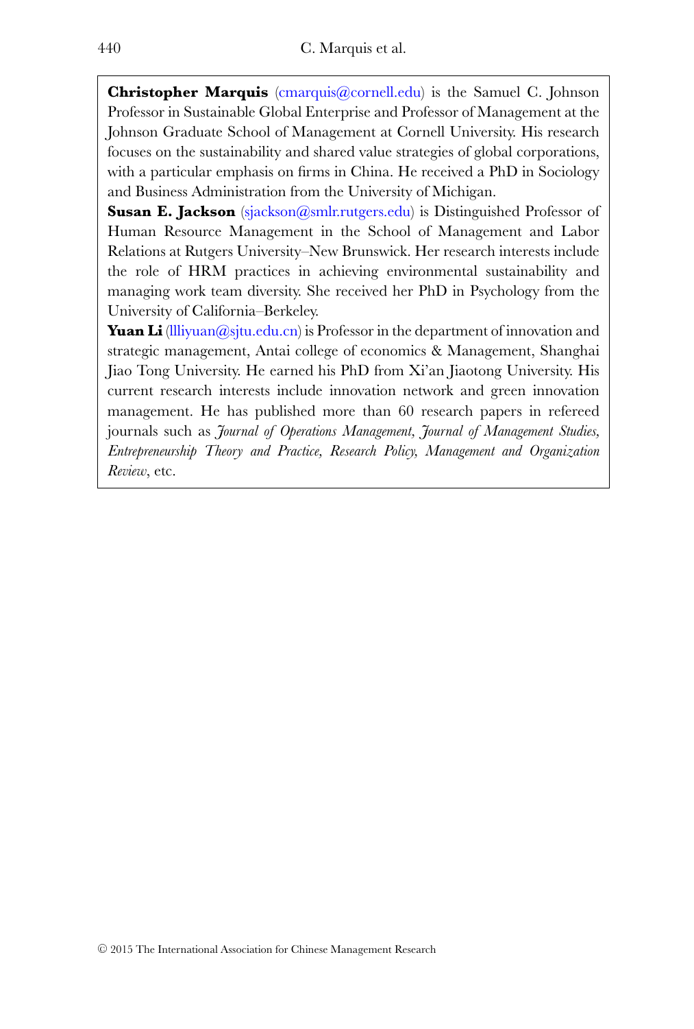**Christopher Marquis** (cmarquis@cornell.edu) is the Samuel C. Johnson Professor in Sustainable Global Enterprise and Professor of Management at the Johnson Graduate School of Management at Cornell University. His research focuses on the sustainability and shared value strategies of global corporations, with a particular emphasis on firms in China. He received a PhD in Sociology and Business Administration from the University of Michigan.

**Susan E. Jackson** (sjackson@smlr.rutgers.edu) is Distinguished Professor of Human Resource Management in the School of Management and Labor Relations at Rutgers University–New Brunswick. Her research interests include the role of HRM practices in achieving environmental sustainability and managing work team diversity. She received her PhD in Psychology from the University of California–Berkeley.

**Yuan Li** (llliyuan@sjtu.edu.cn) is Professor in the department of innovation and strategic management, Antai college of economics & Management, Shanghai Jiao Tong University. He earned his PhD from Xi'an Jiaotong University. His current research interests include innovation network and green innovation management. He has published more than 60 research papers in refereed journals such as *Journal of Operations Management, Journal of Management Studies, Entrepreneurship Theory and Practice, Research Policy, Management and Organization Review*, etc.

© 2015 The International Association for Chinese Management Research